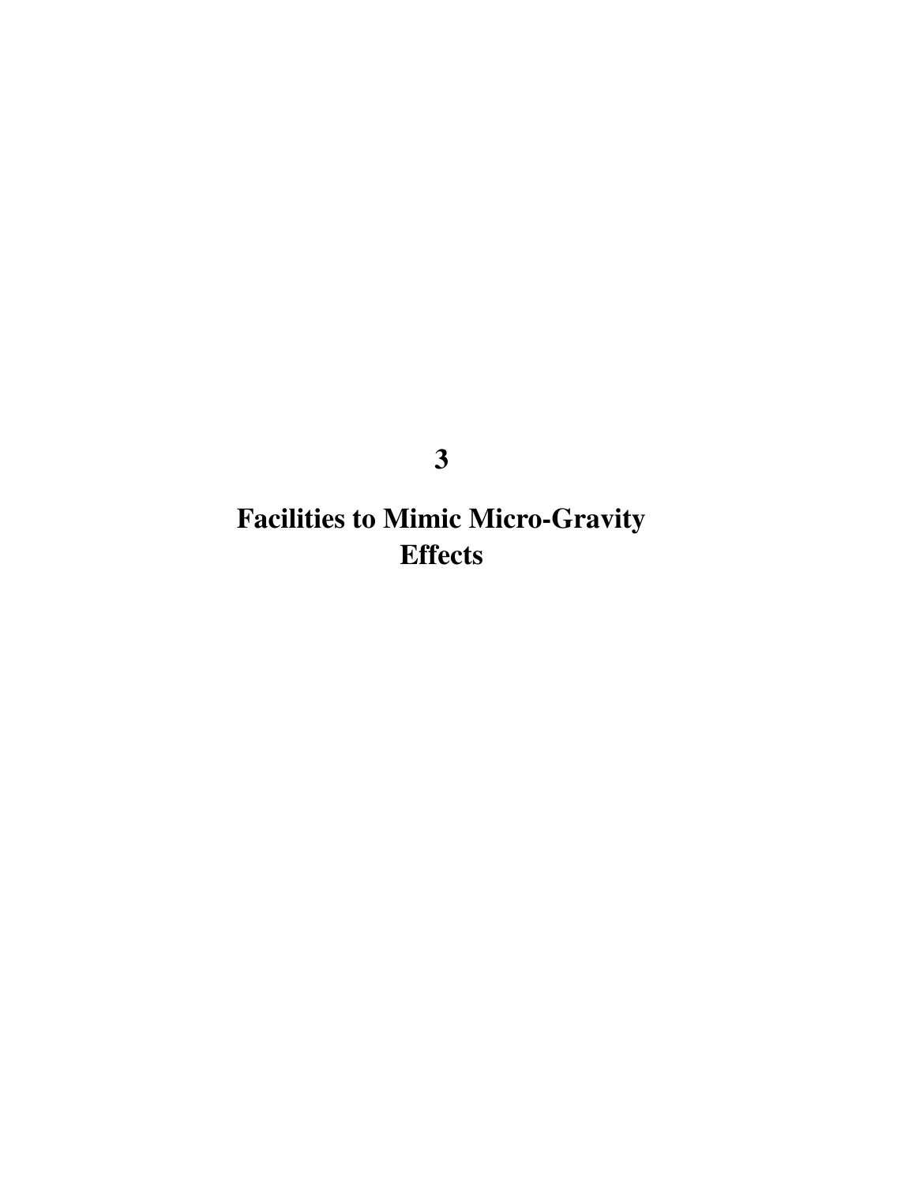# 3

# Facilities to Mimic Micro-Gravity Effects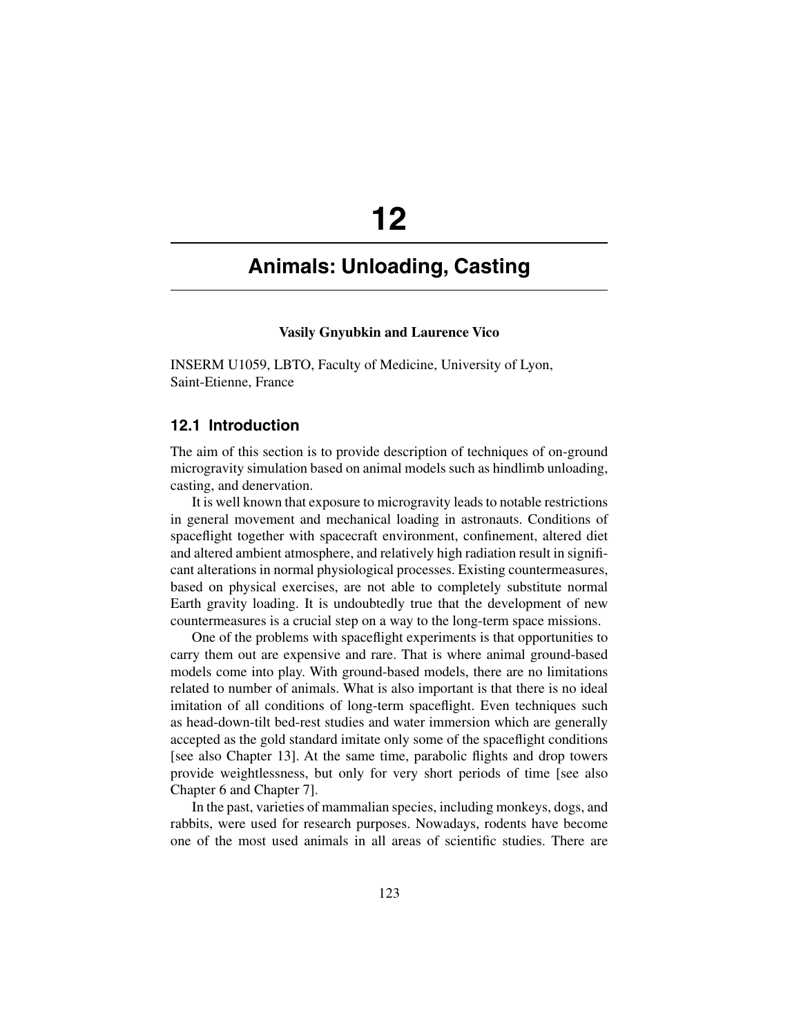# 12

# Animals: Unloading, Casting

**Vasily Gnyubkin and Laurence Vico**

INSERM U1059, LBTO, Faculty of Medicine, University of Lyon, Saint-Etienne, France

## 12.1 Introduction

The aim of this section is to provide description of techniques of on-ground microgravity simulation based on animal models such as hindlimb unloading, casting, and denervation.

It is well known that exposure to microgravity leads to notable restrictions in general movement and mechanical loading in astronauts. Conditions of spaceflight together with spacecraft environment, confinement, altered diet and altered ambient atmosphere, and relatively high radiation result in significant alterations in normal physiological processes. Existing countermeasures, based on physical exercises, are not able to completely substitute normal Earth gravity loading. It is undoubtedly true that the development of new countermeasures is a crucial step on a way to the long-term space missions.

One of the problems with spaceflight experiments is that opportunities to carry them out are expensive and rare. That is where animal ground-based models come into play. With ground-based models, there are no limitations related to number of animals. What is also important is that there is no ideal imitation of all conditions of long-term spaceflight. Even techniques such as head-down-tilt bed-rest studies and water immersion which are generally accepted as the gold standard imitate only some of the spaceflight conditions [see also Chapter 13]. At the same time, parabolic flights and drop towers provide weightlessness, but only for very short periods of time [see also Chapter 6 and Chapter 7].

In the past, varieties of mammalian species, including monkeys, dogs, and rabbits, were used for research purposes. Nowadays, rodents have become one of the most used animals in all areas of scientific studies. There are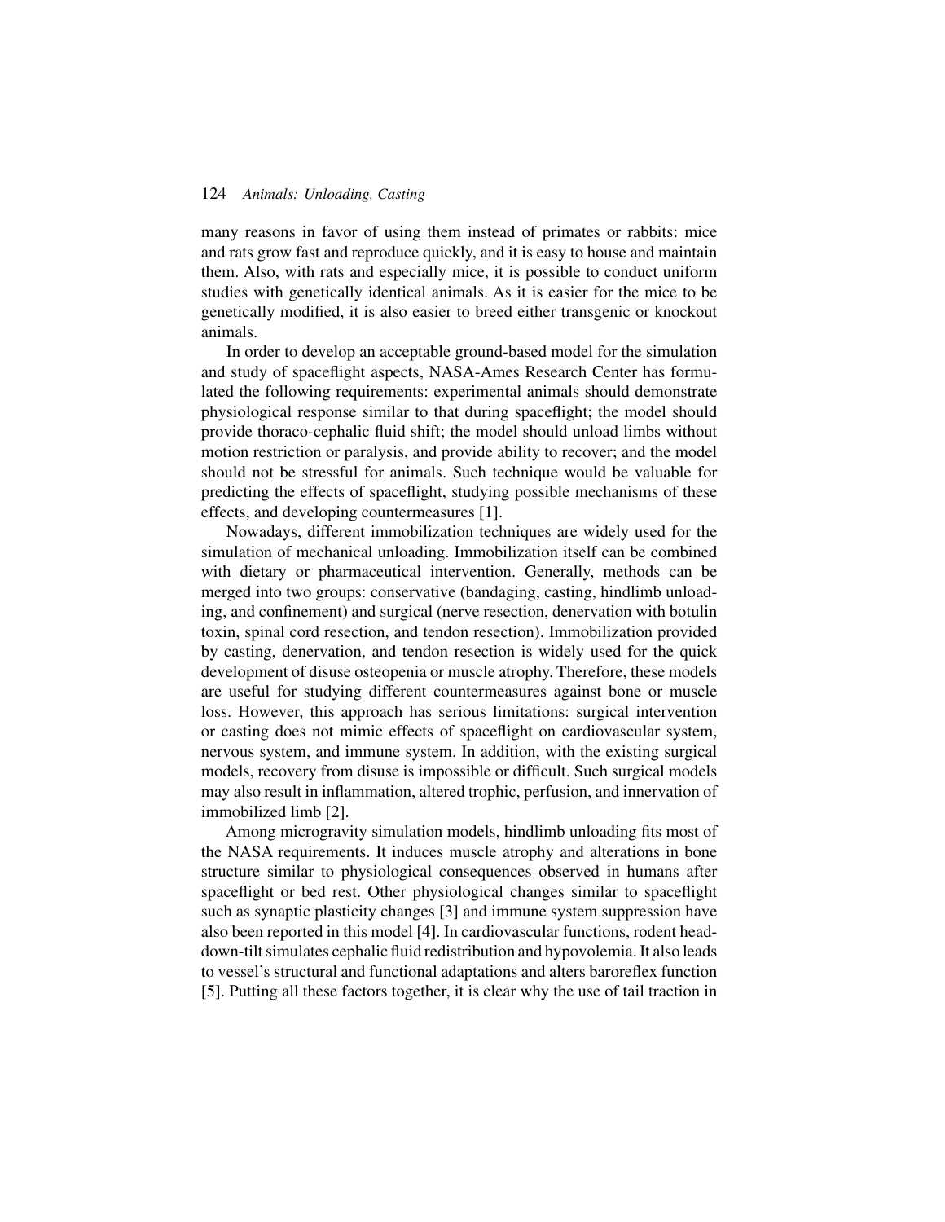many reasons in favor of using them instead of primates or rabbits: mice and rats grow fast and reproduce quickly, and it is easy to house and maintain them. Also, with rats and especially mice, it is possible to conduct uniform studies with genetically identical animals. As it is easier for the mice to be genetically modified, it is also easier to breed either transgenic or knockout animals.

In order to develop an acceptable ground-based model for the simulation and study of spaceflight aspects, NASA-Ames Research Center has formulated the following requirements: experimental animals should demonstrate physiological response similar to that during spaceflight; the model should provide thoraco-cephalic fluid shift; the model should unload limbs without motion restriction or paralysis, and provide ability to recover; and the model should not be stressful for animals. Such technique would be valuable for predicting the effects of spaceflight, studying possible mechanisms of these effects, and developing countermeasures [1].

Nowadays, different immobilization techniques are widely used for the simulation of mechanical unloading. Immobilization itself can be combined with dietary or pharmaceutical intervention. Generally, methods can be merged into two groups: conservative (bandaging, casting, hindlimb unloading, and confinement) and surgical (nerve resection, denervation with botulin toxin, spinal cord resection, and tendon resection). Immobilization provided by casting, denervation, and tendon resection is widely used for the quick development of disuse osteopenia or muscle atrophy. Therefore, these models are useful for studying different countermeasures against bone or muscle loss. However, this approach has serious limitations: surgical intervention or casting does not mimic effects of spaceflight on cardiovascular system, nervous system, and immune system. In addition, with the existing surgical models, recovery from disuse is impossible or difficult. Such surgical models may also result in inflammation, altered trophic, perfusion, and innervation of immobilized limb [2].

Among microgravity simulation models, hindlimb unloading fits most of the NASA requirements. It induces muscle atrophy and alterations in bone structure similar to physiological consequences observed in humans after spaceflight or bed rest. Other physiological changes similar to spaceflight such as synaptic plasticity changes [3] and immune system suppression have also been reported in this model [4]. In cardiovascular functions, rodent head-down-tilt simulates cephalic fluid redistribution and hypovolemia. It also leads to vessel's structural and functional adaptations and alters baroreflex function [5]. Putting all these factors together, it is clear why the use of tail traction in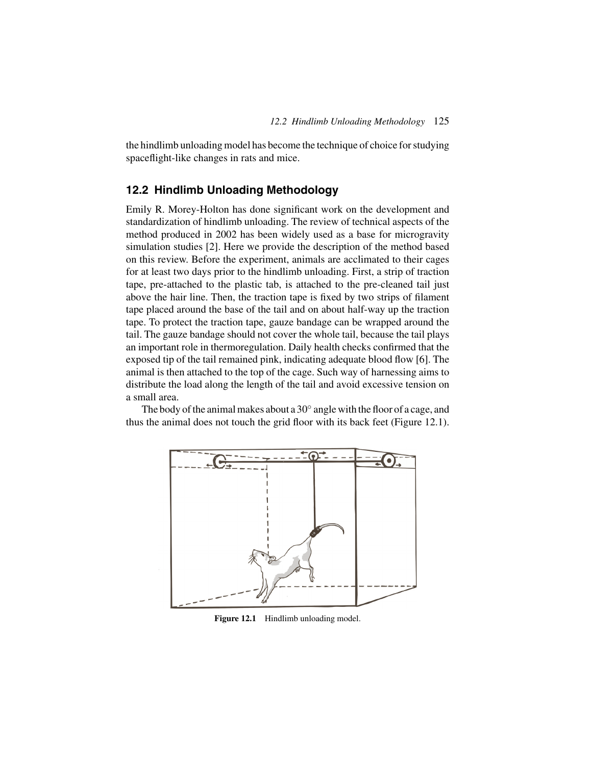the hindlimb unloading model has become the technique of choice for studying spaceflight-like changes in rats and mice.

## 12.2 Hindlimb Unloading Methodology

Emily R. Morey-Holton has done significant work on the development and standardization of hindlimb unloading. The review of technical aspects of the method produced in 2002 has been widely used as a base for microgravity simulation studies [2]. Here we provide the description of the method based on this review. Before the experiment, animals are acclimated to their cages for at least two days prior to the hindlimb unloading. First, a strip of traction tape, pre-attached to the plastic tab, is attached to the pre-cleaned tail just above the hair line. Then, the traction tape is fixed by two strips of filament tape placed around the base of the tail and on about half-way up the traction tape. To protect the traction tape, gauze bandage can be wrapped around the tail. The gauze bandage should not cover the whole tail, because the tail plays an important role in thermoregulation. Daily health checks confirmed that the exposed tip of the tail remained pink, indicating adequate blood flow [6]. The animal is then attached to the top of the cage. Such way of harnessing aims to distribute the load along the length of the tail and avoid excessive tension on a small area.

The body of the animal makes about a 30° angle with the floor of a cage, and thus the animal does not touch the grid floor with its back feet (Figure 12.1).

**Figure 12.1** Hindlimb unloading model.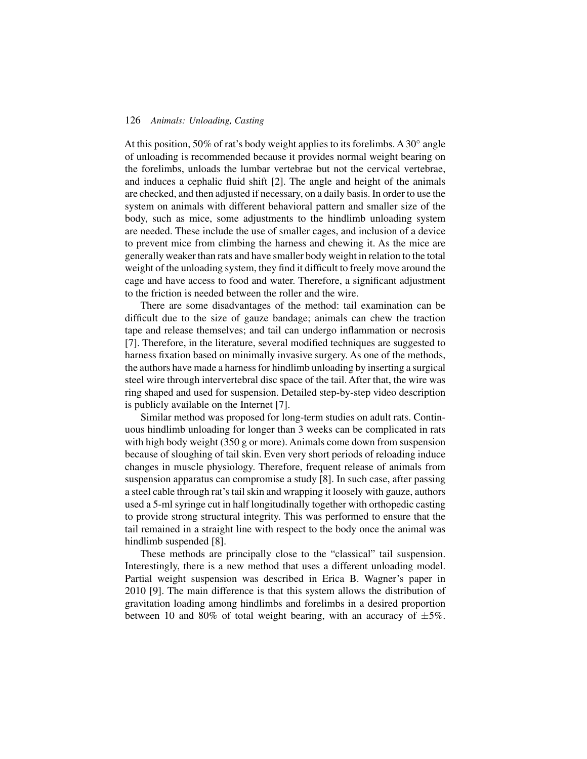At this position, 50% of rat's body weight applies to its forelimbs. A 30° angle of unloading is recommended because it provides normal weight bearing on the forelimbs, unloads the lumbar vertebrae but not the cervical vertebrae, and induces a cephalic fluid shift [2]. The angle and height of the animals are checked, and then adjusted if necessary, on a daily basis. In order to use the system on animals with different behavioral pattern and smaller size of the body, such as mice, some adjustments to the hindlimb unloading system are needed. These include the use of smaller cages, and inclusion of a device to prevent mice from climbing the harness and chewing it. As the mice are generally weaker than rats and have smaller body weight in relation to the total weight of the unloading system, they find it difficult to freely move around the cage and have access to food and water. Therefore, a significant adjustment to the friction is needed between the roller and the wire.

There are some disadvantages of the method: tail examination can be difficult due to the size of gauze bandage; animals can chew the traction tape and release themselves; and tail can undergo inflammation or necrosis [7]. Therefore, in the literature, several modified techniques are suggested to harness fixation based on minimally invasive surgery. As one of the methods, the authors have made a harness for hindlimb unloading by inserting a surgical steel wire through intervertebral disc space of the tail. After that, the wire was ring shaped and used for suspension. Detailed step-by-step video description is publicly available on the Internet [7].

Similar method was proposed for long-term studies on adult rats. Continuous hindlimb unloading for longer than 3 weeks can be complicated in rats with high body weight (350 g or more). Animals come down from suspension because of sloughing of tail skin. Even very short periods of reloading induce changes in muscle physiology. Therefore, frequent release of animals from suspension apparatus can compromise a study [8]. In such case, after passing a steel cable through rat's tail skin and wrapping it loosely with gauze, authors used a 5-ml syringe cut in half longitudinally together with orthopedic casting to provide strong structural integrity. This was performed to ensure that the tail remained in a straight line with respect to the body once the animal was hindlimb suspended [8].

These methods are principally close to the "classical" tail suspension. Interestingly, there is a new method that uses a different unloading model. Partial weight suspension was described in Erica B. Wagner's paper in 2010 [9]. The main difference is that this system allows the distribution of gravitation loading among hindlimbs and forelimbs in a desired proportion between 10 and 80% of total weight bearing, with an accuracy of ±5%.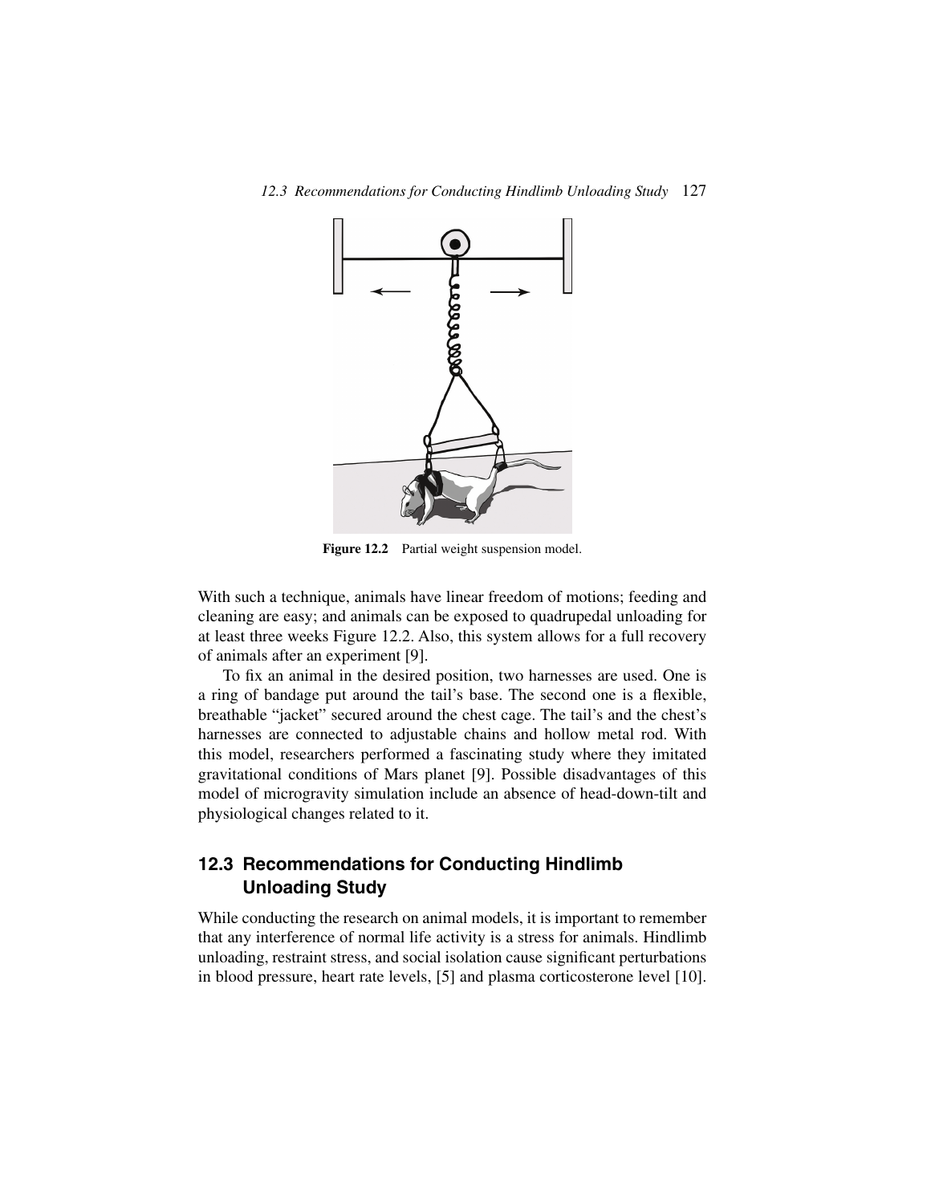Figure 12.2 Partial weight suspension model.

With such a technique, animals have linear freedom of motions; feeding and cleaning are easy; and animals can be exposed to quadrupedal unloading for at least three weeks Figure 12.2. Also, this system allows for a full recovery of animals after an experiment [9].

To fix an animal in the desired position, two harnesses are used. One is a ring of bandage put around the tail's base. The second one is a flexible, breathable "jacket" secured around the chest cage. The tail's and the chest's harnesses are connected to adjustable chains and hollow metal rod. With this model, researchers performed a fascinating study where they imitated gravitational conditions of Mars planet [9]. Possible disadvantages of this model of microgravity simulation include an absence of head-down-tilt and physiological changes related to it.

## 12.3 Recommendations for Conducting Hindlimb Unloading Study

While conducting the research on animal models, it is important to remember that any interference of normal life activity is a stress for animals. Hindlimb unloading, restraint stress, and social isolation cause significant perturbations in blood pressure, heart rate levels, [5] and plasma corticosterone level [10].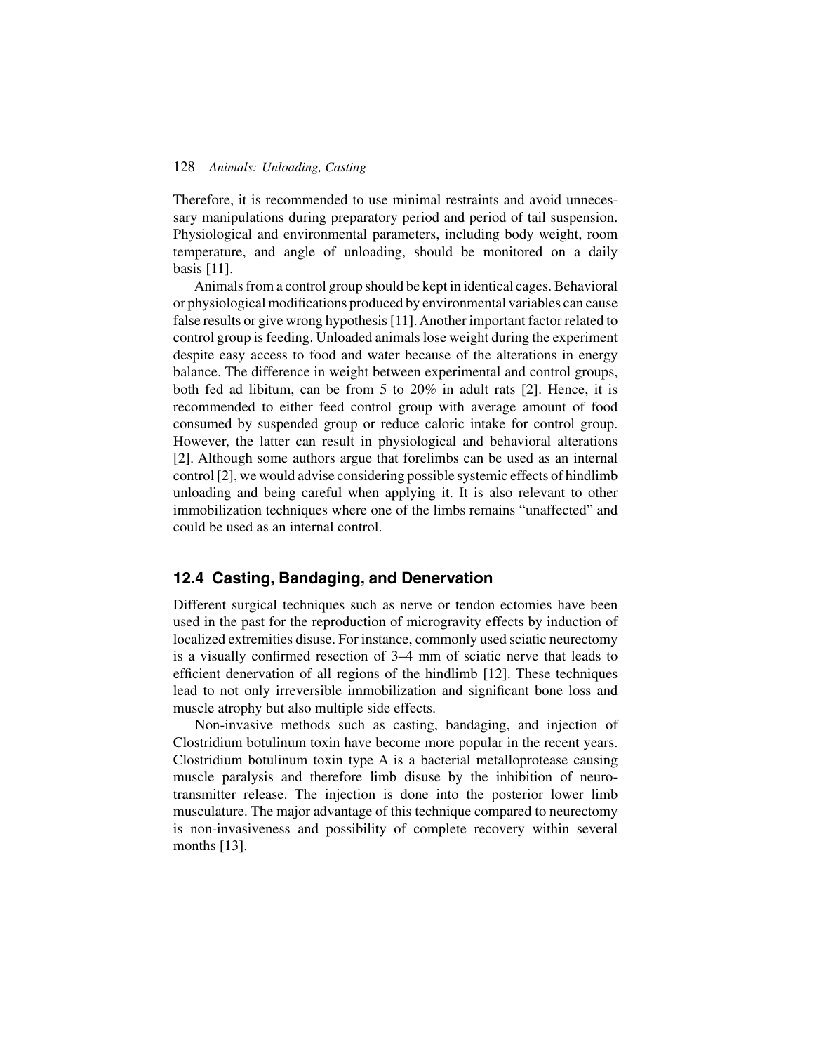Therefore, it is recommended to use minimal restraints and avoid unnecessary manipulations during preparatory period and period of tail suspension. Physiological and environmental parameters, including body weight, room temperature, and angle of unloading, should be monitored on a daily basis [11].

Animals from a control group should be kept in identical cages. Behavioral or physiological modifications produced by environmental variables can cause false results or give wrong hypothesis [11]. Another important factor related to control group is feeding. Unloaded animals lose weight during the experiment despite easy access to food and water because of the alterations in energy balance. The difference in weight between experimental and control groups, both fed ad libitum, can be from 5 to 20% in adult rats [2]. Hence, it is recommended to either feed control group with average amount of food consumed by suspended group or reduce caloric intake for control group. However, the latter can result in physiological and behavioral alterations [2]. Although some authors argue that forelimbs can be used as an internal control [2], we would advise considering possible systemic effects of hindlimb unloading and being careful when applying it. It is also relevant to other immobilization techniques where one of the limbs remains "unaffected" and could be used as an internal control.

## 12.4 Casting, Bandaging, and Denervation

Different surgical techniques such as nerve or tendon ectomies have been used in the past for the reproduction of microgravity effects by induction of localized extremities disuse. For instance, commonly used sciatic neurectomy is a visually confirmed resection of 3–4 mm of sciatic nerve that leads to efficient denervation of all regions of the hindlimb [12]. These techniques lead to not only irreversible immobilization and significant bone loss and muscle atrophy but also multiple side effects.

Non-invasive methods such as casting, bandaging, and injection of Clostridium botulinum toxin have become more popular in the recent years. Clostridium botulinum toxin type A is a bacterial metalloprotease causing muscle paralysis and therefore limb disuse by the inhibition of neurotransmitter release. The injection is done into the posterior lower limb musculature. The major advantage of this technique compared to neurectomy is non-invasiveness and possibility of complete recovery within several months [13].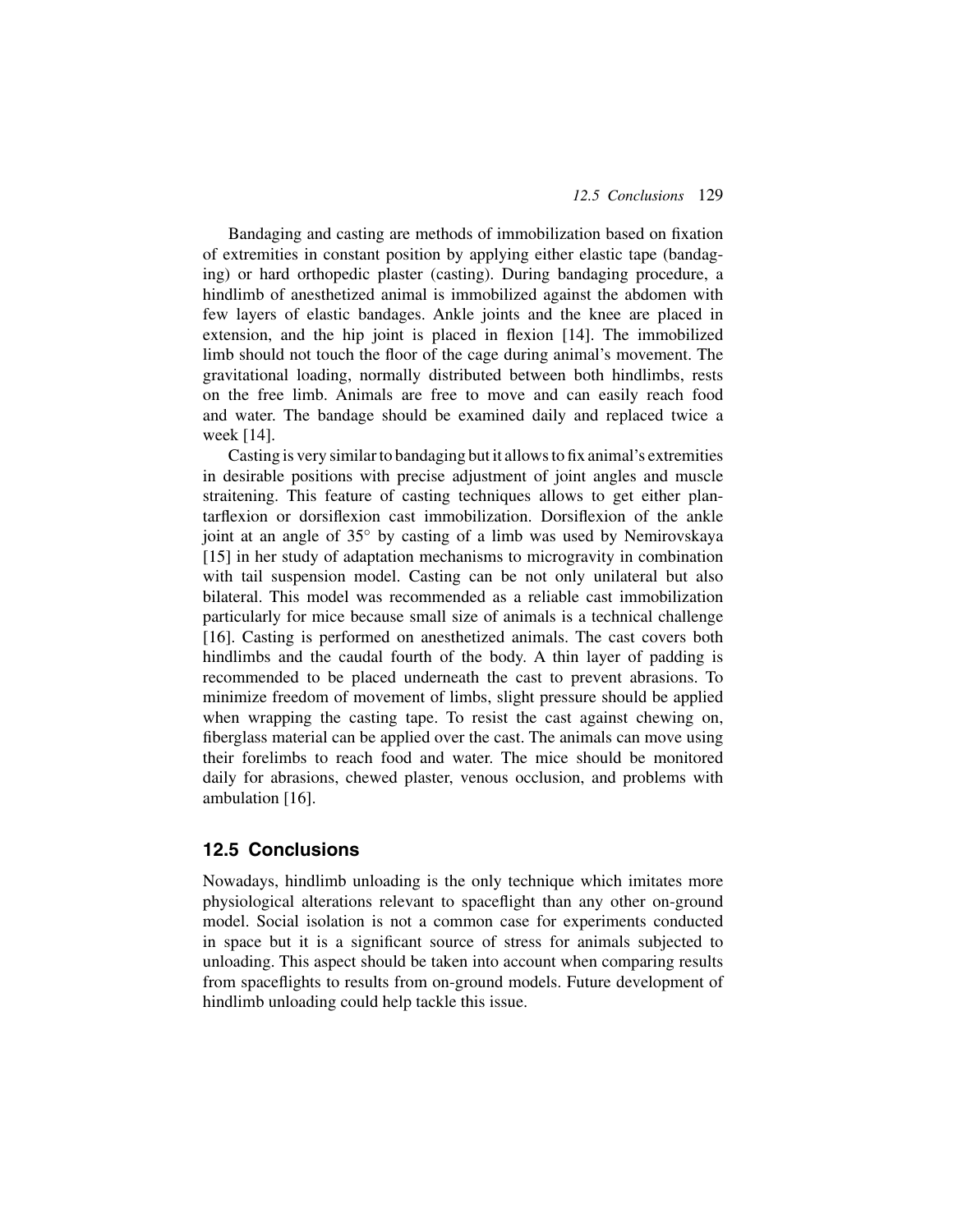Bandaging and casting are methods of immobilization based on fixation of extremities in constant position by applying either elastic tape (bandaging) or hard orthopedic plaster (casting). During bandaging procedure, a hindlimb of anesthetized animal is immobilized against the abdomen with few layers of elastic bandages. Ankle joints and the knee are placed in extension, and the hip joint is placed in flexion [14]. The immobilized limb should not touch the floor of the cage during animal's movement. The gravitational loading, normally distributed between both hindlimbs, rests on the free limb. Animals are free to move and can easily reach food and water. The bandage should be examined daily and replaced twice a week [14].

Casting is very similar to bandaging but it allows to fix animal's extremities in desirable positions with precise adjustment of joint angles and muscle straitening. This feature of casting techniques allows to get either plantarflexion or dorsiflexion cast immobilization. Dorsiflexion of the ankle joint at an angle of 35° by casting of a limb was used by Nemirovskaya [15] in her study of adaptation mechanisms to microgravity in combination with tail suspension model. Casting can be not only unilateral but also bilateral. This model was recommended as a reliable cast immobilization particularly for mice because small size of animals is a technical challenge [16]. Casting is performed on anesthetized animals. The cast covers both hindlimbs and the caudal fourth of the body. A thin layer of padding is recommended to be placed underneath the cast to prevent abrasions. To minimize freedom of movement of limbs, slight pressure should be applied when wrapping the casting tape. To resist the cast against chewing on, fiberglass material can be applied over the cast. The animals can move using their forelimbs to reach food and water. The mice should be monitored daily for abrasions, chewed plaster, venous occlusion, and problems with ambulation [16].

## 12.5 Conclusions

Nowadays, hindlimb unloading is the only technique which imitates more physiological alterations relevant to spaceflight than any other on-ground model. Social isolation is not a common case for experiments conducted in space but it is a significant source of stress for animals subjected to unloading. This aspect should be taken into account when comparing results from spaceflights to results from on-ground models. Future development of hindlimb unloading could help tackle this issue.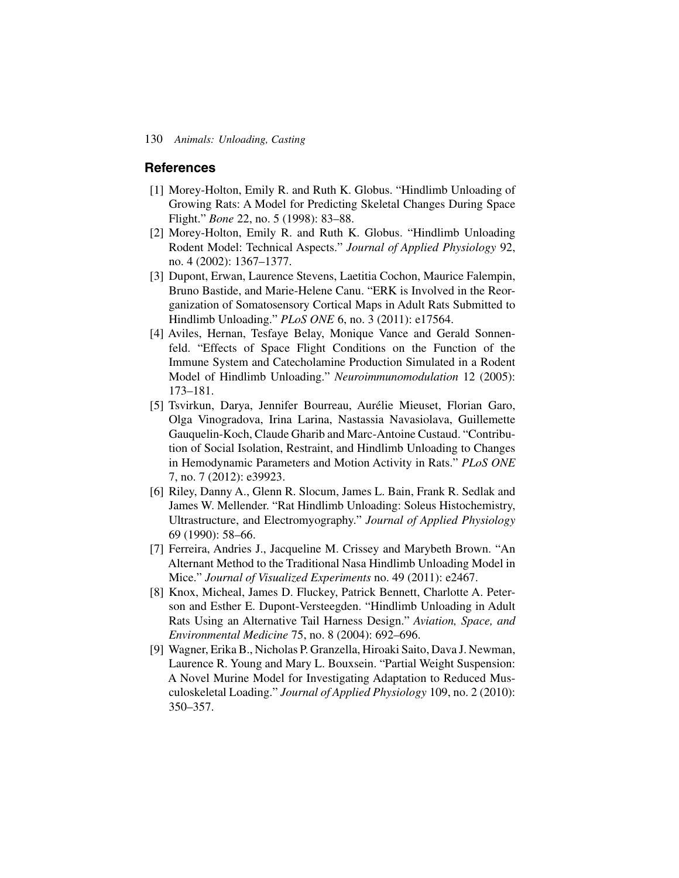## References

[1] Morey-Holton, Emily R. and Ruth K. Globus. "Hindlimb Unloading of Growing Rats: A Model for Predicting Skeletal Changes During Space Flight." *Bone* 22, no. 5 (1998): 83–88.

[2] Morey-Holton, Emily R. and Ruth K. Globus. "Hindlimb Unloading Rodent Model: Technical Aspects." *Journal of Applied Physiology* 92, no. 4 (2002): 1367–1377.

[3] Dupont, Erwan, Laurence Stevens, Laetitia Cochon, Maurice Falempin, Bruno Bastide, and Marie-Helene Canu. "ERK is Involved in the Reorganization of Somatosensory Cortical Maps in Adult Rats Submitted to Hindlimb Unloading." *PLoS ONE* 6, no. 3 (2011): e17564.

[4] Aviles, Hernan, Tesfaye Belay, Monique Vance and Gerald Sonnenfeld. "Effects of Space Flight Conditions on the Function of the Immune System and Catecholamine Production Simulated in a Rodent Model of Hindlimb Unloading." *Neuroimmunomodulation* 12 (2005): 173–181.

[5] Tsvirkun, Darya, Jennifer Bourreau, Aurélie Mieuset, Florian Garo, Olga Vinogradova, Irina Larina, Nastassia Navasiolava, Guillemette Gauquelin-Koch, Claude Gharib and Marc-Antoine Custaud. "Contribution of Social Isolation, Restraint, and Hindlimb Unloading to Changes in Hemodynamic Parameters and Motion Activity in Rats." *PLoS ONE* 7, no. 7 (2012): e39923.

[6] Riley, Danny A., Glenn R. Slocum, James L. Bain, Frank R. Sedlak and James W. Mellender. "Rat Hindlimb Unloading: Soleus Histochemistry, Ultrastructure, and Electromyography." *Journal of Applied Physiology* 69 (1990): 58–66.

[7] Ferreira, Andries J., Jacqueline M. Crissey and Marybeth Brown. "An Alternant Method to the Traditional Nasa Hindlimb Unloading Model in Mice." *Journal of Visualized Experiments* no. 49 (2011): e2467.

[8] Knox, Micheal, James D. Fluckey, Patrick Bennett, Charlotte A. Peterson and Esther E. Dupont-Versteegden. "Hindlimb Unloading in Adult Rats Using an Alternative Tail Harness Design." *Aviation, Space, and Environmental Medicine* 75, no. 8 (2004): 692–696.

[9] Wagner, Erika B., Nicholas P. Granzella, Hiroaki Saito, Dava J. Newman, Laurence R. Young and Mary L. Bouxsein. "Partial Weight Suspension: A Novel Murine Model for Investigating Adaptation to Reduced Musculoskeletal Loading." *Journal of Applied Physiology* 109, no. 2 (2010): 350–357.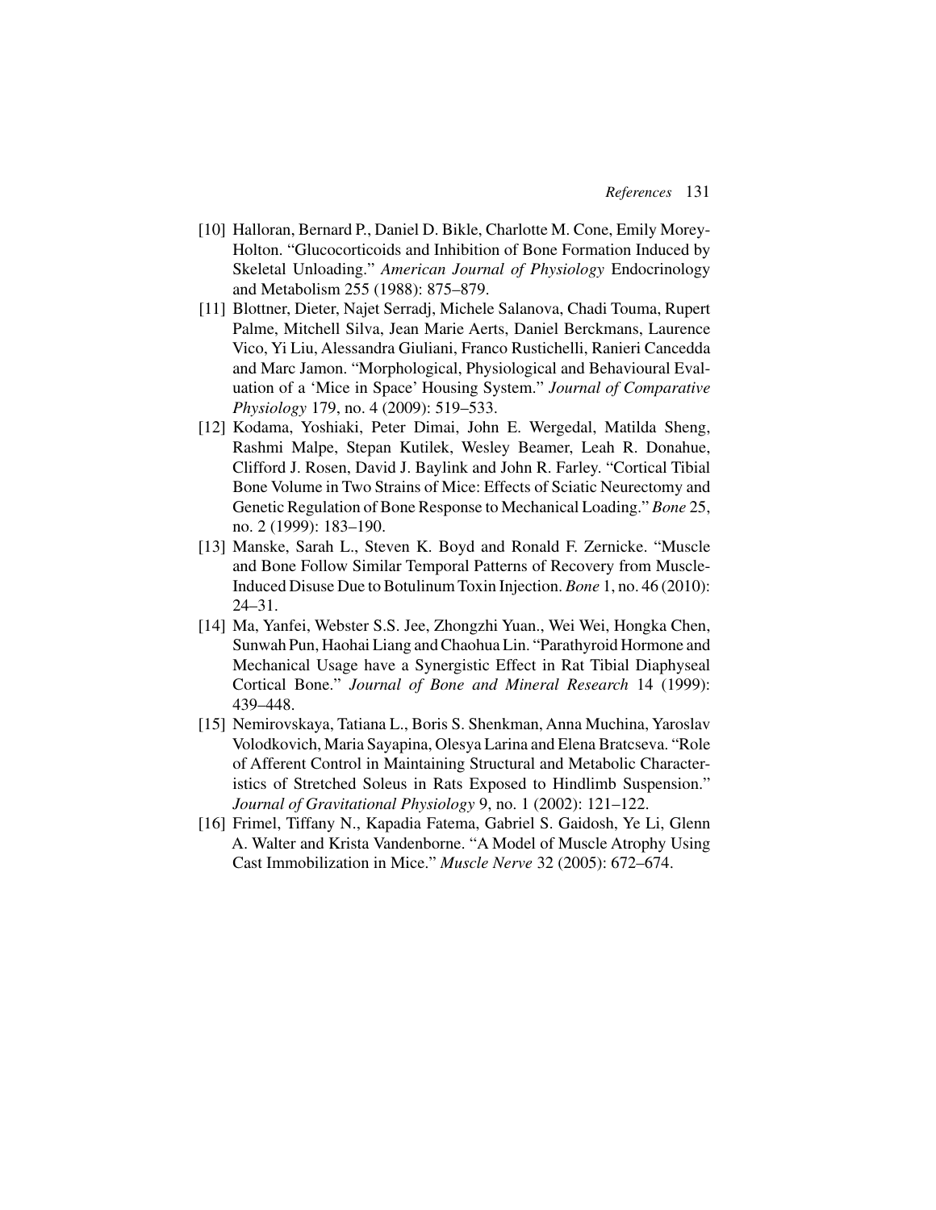[10] Halloran, Bernard P., Daniel D. Bikle, Charlotte M. Cone, Emily Morey-Holton. "Glucocorticoids and Inhibition of Bone Formation Induced by Skeletal Unloading." *American Journal of Physiology* Endocrinology and Metabolism 255 (1988): 875–879.

[11] Blottner, Dieter, Najet Serradj, Michele Salanova, Chadi Touma, Rupert Palme, Mitchell Silva, Jean Marie Aerts, Daniel Berckmans, Laurence Vico, Yi Liu, Alessandra Giuliani, Franco Rustichelli, Ranieri Cancedda and Marc Jamon. "Morphological, Physiological and Behavioural Evaluation of a 'Mice in Space' Housing System." *Journal of Comparative Physiology* 179, no. 4 (2009): 519–533.

[12] Kodama, Yoshiaki, Peter Dimai, John E. Wergedal, Matilda Sheng, Rashmi Malpe, Stepan Kutilek, Wesley Beamer, Leah R. Donahue, Clifford J. Rosen, David J. Baylink and John R. Farley. "Cortical Tibial Bone Volume in Two Strains of Mice: Effects of Sciatic Neurectomy and Genetic Regulation of Bone Response to Mechanical Loading." *Bone* 25, no. 2 (1999): 183–190.

[13] Manske, Sarah L., Steven K. Boyd and Ronald F. Zernicke. "Muscle and Bone Follow Similar Temporal Patterns of Recovery from Muscle-Induced Disuse Due to Botulinum Toxin Injection. *Bone* 1, no. 46 (2010): 24–31.

[14] Ma, Yanfei, Webster S.S. Jee, Zhongzhi Yuan., Wei Wei, Hongka Chen, Sunwah Pun, Haohai Liang and Chaohua Lin. "Parathyroid Hormone and Mechanical Usage have a Synergistic Effect in Rat Tibial Diaphyseal Cortical Bone." *Journal of Bone and Mineral Research* 14 (1999): 439–448.

[15] Nemirovskaya, Tatiana L., Boris S. Shenkman, Anna Muchina, Yaroslav Volodkovich, Maria Sayapina, Olesya Larina and Elena Bratcseva. "Role of Afferent Control in Maintaining Structural and Metabolic Characteristics of Stretched Soleus in Rats Exposed to Hindlimb Suspension." *Journal of Gravitational Physiology* 9, no. 1 (2002): 121–122.

[16] Frimel, Tiffany N., Kapadia Fatema, Gabriel S. Gaidosh, Ye Li, Glenn A. Walter and Krista Vandenborne. "A Model of Muscle Atrophy Using Cast Immobilization in Mice." *Muscle Nerve* 32 (2005): 672–674.